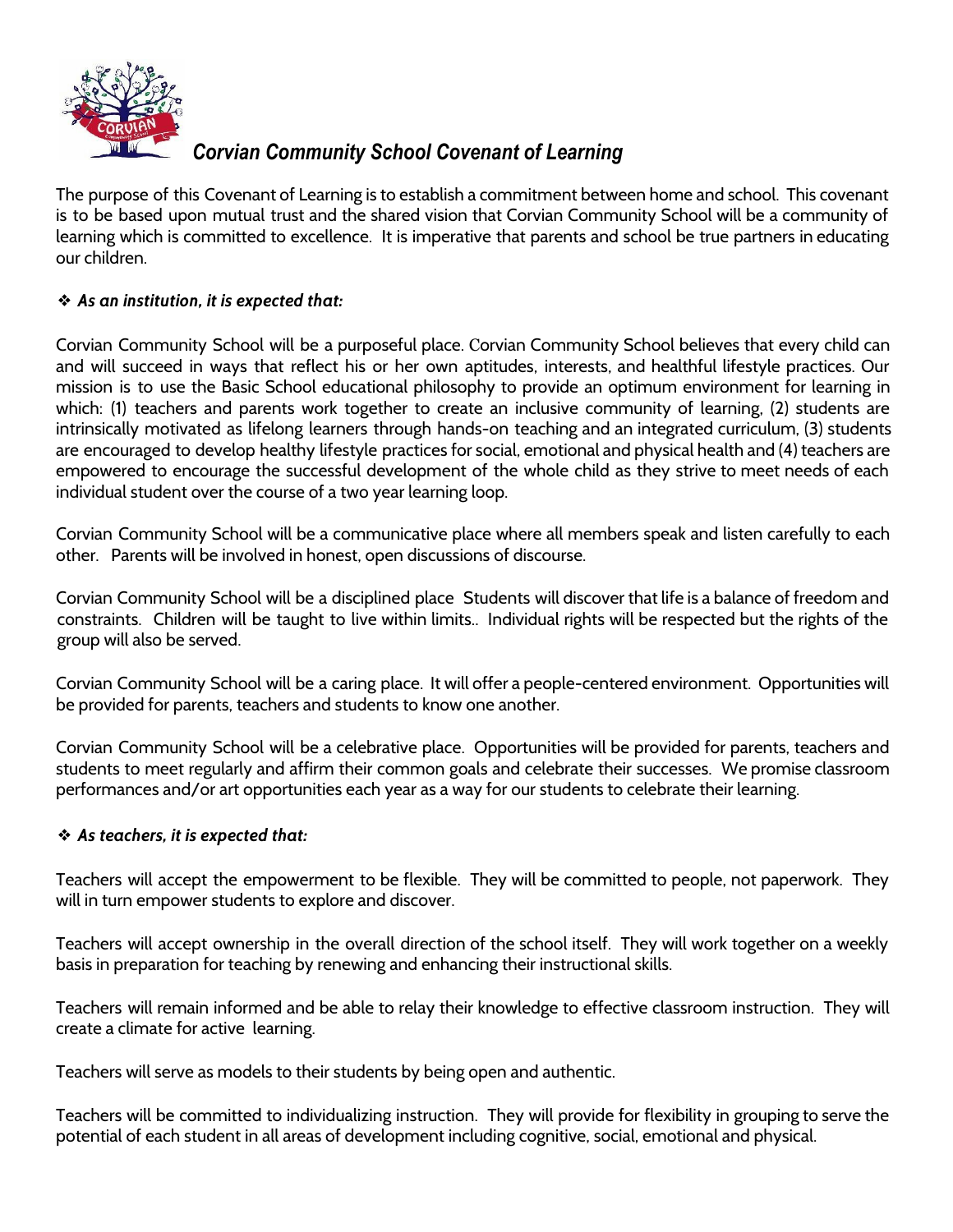# Corvian Community School Covenant of Learning

The purpose of this Covenant of Learning is to establish a commitment between home and school. This covenant is to be based upon mutual trust and the shared vision that Corvian Community School will be a community of learning which is committed to excellence. It is imperative that parents and school be true partners in educating our children.

- ***As an institution, it is expected that:***

Corvian Community School will be a purposeful place. Corvian Community School believes that every child can and will succeed in ways that reflect his or her own aptitudes, interests, and healthful lifestyle practices. Our mission is to use the Basic School educational philosophy to provide an optimum environment for learning in which: (1) teachers and parents work together to create an inclusive community of learning, (2) students are intrinsically motivated as lifelong learners through hands-on teaching and an integrated curriculum, (3) students are encouraged to develop healthy lifestyle practices for social, emotional and physical health and (4) teachers are empowered to encourage the successful development of the whole child as they strive to meet needs of each individual student over the course of a two year learning loop.

Corvian Community School will be a communicative place where all members speak and listen carefully to each other. Parents will be involved in honest, open discussions of discourse.

Corvian Community School will be a disciplined place Students will discover that life is a balance of freedom and constraints. Children will be taught to live within limits.. Individual rights will be respected but the rights of the group will also be served.

Corvian Community School will be a caring place. It will offer a people-centered environment. Opportunities will be provided for parents, teachers and students to know one another.

Corvian Community School will be a celebrative place. Opportunities will be provided for parents, teachers and students to meet regularly and affirm their common goals and celebrate their successes. We promise classroom performances and/or art opportunities each year as a way for our students to celebrate their learning.

- ***As teachers, it is expected that:***

Teachers will accept the empowerment to be flexible. They will be committed to people, not paperwork. They will in turn empower students to explore and discover.

Teachers will accept ownership in the overall direction of the school itself. They will work together on a weekly basis in preparation for teaching by renewing and enhancing their instructional skills.

Teachers will remain informed and be able to relay their knowledge to effective classroom instruction. They will create a climate for active learning.

Teachers will serve as models to their students by being open and authentic.

Teachers will be committed to individualizing instruction. They will provide for flexibility in grouping to serve the potential of each student in all areas of development including cognitive, social, emotional and physical.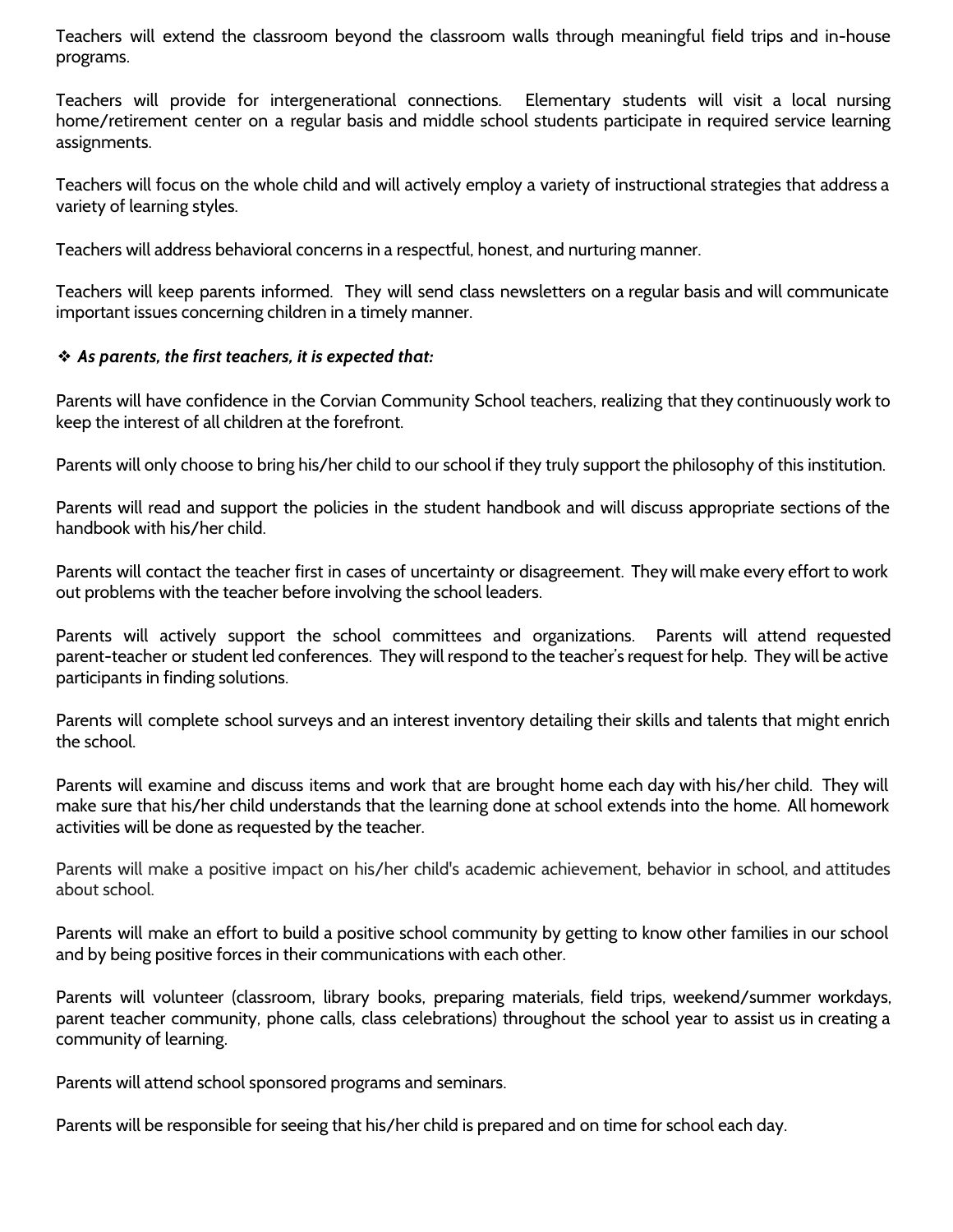Teachers will extend the classroom beyond the classroom walls through meaningful field trips and in-house programs.

Teachers will provide for intergenerational connections. Elementary students will visit a local nursing home/retirement center on a regular basis and middle school students participate in required service learning assignments.

Teachers will focus on the whole child and will actively employ a variety of instructional strategies that address a variety of learning styles.

Teachers will address behavioral concerns in a respectful, honest, and nurturing manner.

Teachers will keep parents informed. They will send class newsletters on a regular basis and will communicate important issues concerning children in a timely manner.

❖ ***As parents, the first teachers, it is expected that:***

Parents will have confidence in the Corvian Community School teachers, realizing that they continuously work to keep the interest of all children at the forefront.

Parents will only choose to bring his/her child to our school if they truly support the philosophy of this institution.

Parents will read and support the policies in the student handbook and will discuss appropriate sections of the handbook with his/her child.

Parents will contact the teacher first in cases of uncertainty or disagreement. They will make every effort to work out problems with the teacher before involving the school leaders.

Parents will actively support the school committees and organizations. Parents will attend requested parent-teacher or student led conferences. They will respond to the teacher's request for help. They will be active participants in finding solutions.

Parents will complete school surveys and an interest inventory detailing their skills and talents that might enrich the school.

Parents will examine and discuss items and work that are brought home each day with his/her child. They will make sure that his/her child understands that the learning done at school extends into the home. All homework activities will be done as requested by the teacher.

Parents will make a positive impact on his/her child's academic achievement, behavior in school, and attitudes about school.

Parents will make an effort to build a positive school community by getting to know other families in our school and by being positive forces in their communications with each other.

Parents will volunteer (classroom, library books, preparing materials, field trips, weekend/summer workdays, parent teacher community, phone calls, class celebrations) throughout the school year to assist us in creating a community of learning.

Parents will attend school sponsored programs and seminars.

Parents will be responsible for seeing that his/her child is prepared and on time for school each day.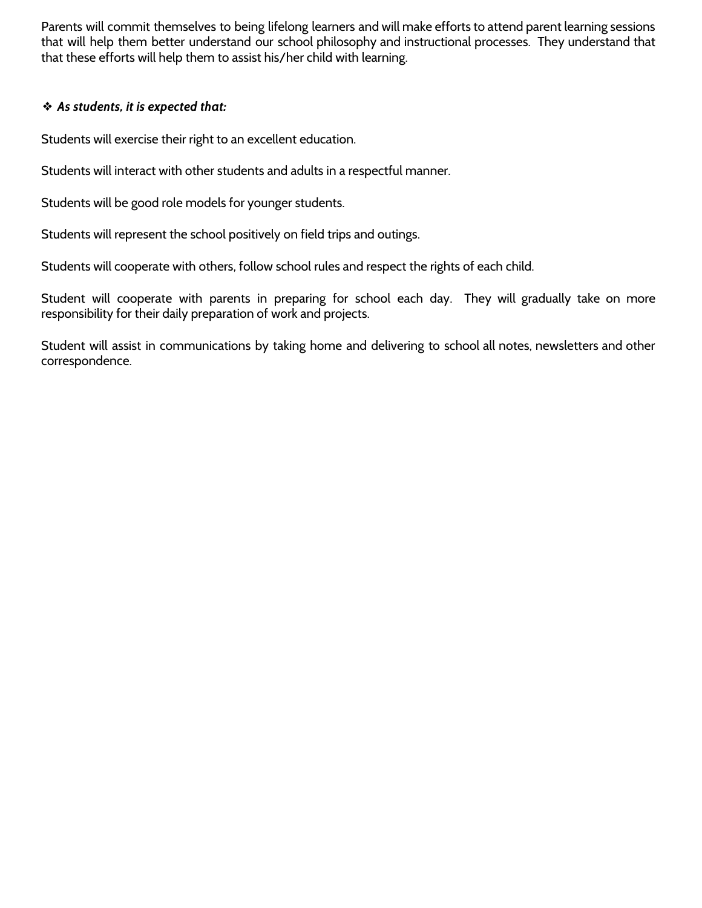Parents will commit themselves to being lifelong learners and will make efforts to attend parent learning sessions that will help them better understand our school philosophy and instructional processes. They understand that that these efforts will help them to assist his/her child with learning.

- ***As students, it is expected that:***

Students will exercise their right to an excellent education.

Students will interact with other students and adults in a respectful manner.

Students will be good role models for younger students.

Students will represent the school positively on field trips and outings.

Students will cooperate with others, follow school rules and respect the rights of each child.

Student will cooperate with parents in preparing for school each day. They will gradually take on more responsibility for their daily preparation of work and projects.

Student will assist in communications by taking home and delivering to school all notes, newsletters and other correspondence.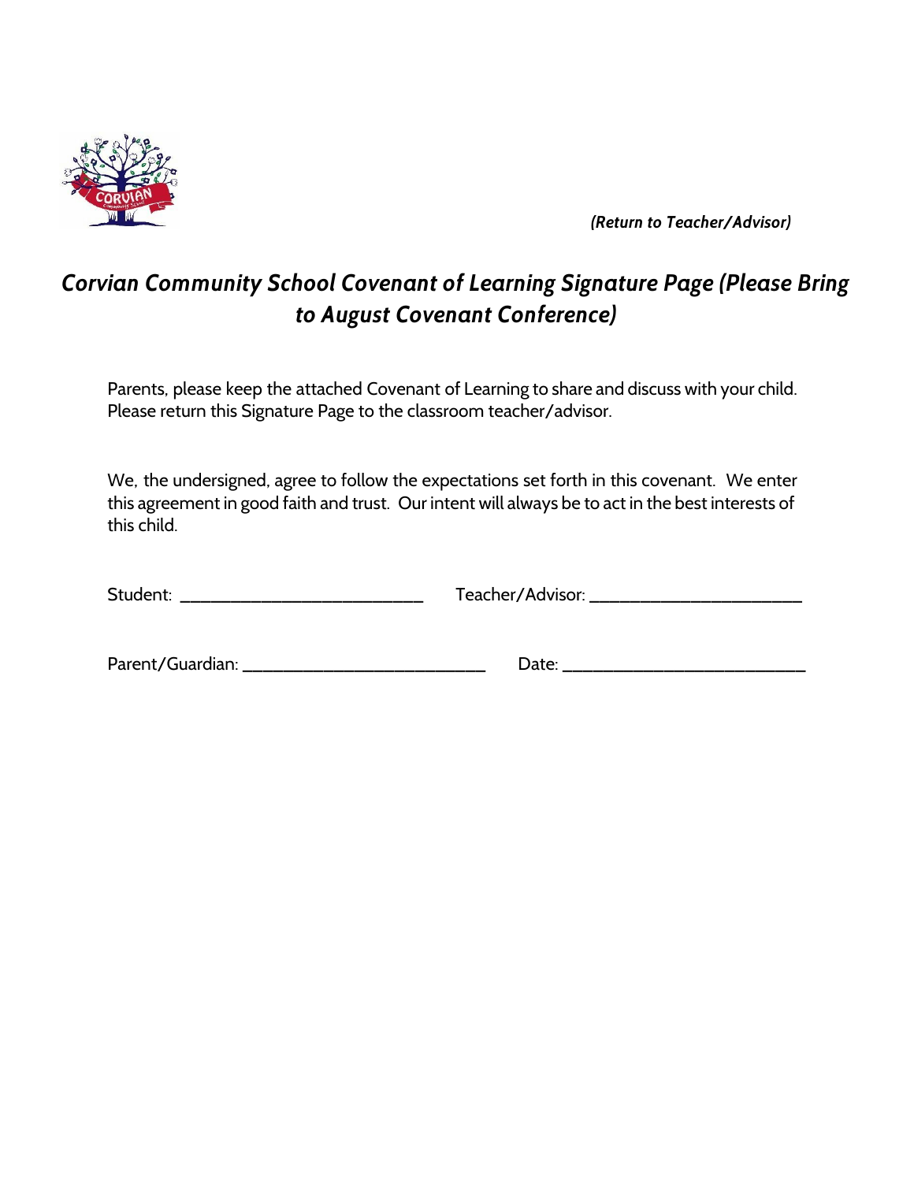*(Return to Teacher/Advisor)*

## *Corvian Community School Covenant of Learning Signature Page (Please Bring to August Covenant Conference)*

Parents, please keep the attached Covenant of Learning to share and discuss with your child. Please return this Signature Page to the classroom teacher/advisor.

We, the undersigned, agree to follow the expectations set forth in this covenant. We enter this agreement in good faith and trust. Our intent will always be to act in the best interests of this child.

Student: ___________________________ Teacher/Advisor: ________________________

Parent/Guardian: ___________________________ Date: ___________________________